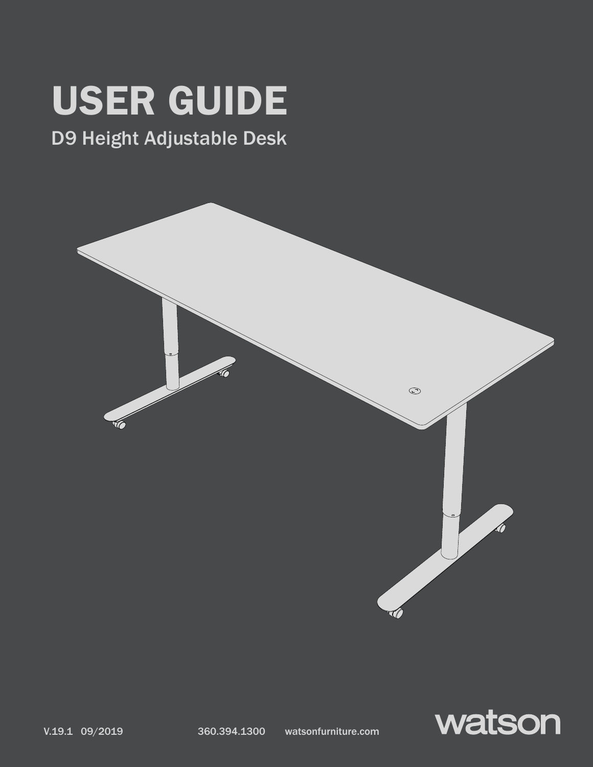# USER GUIDE

## D9 Height Adjustable Desk

V.19.1 09/2019

360.394.1300 watsonfurniture.com

watson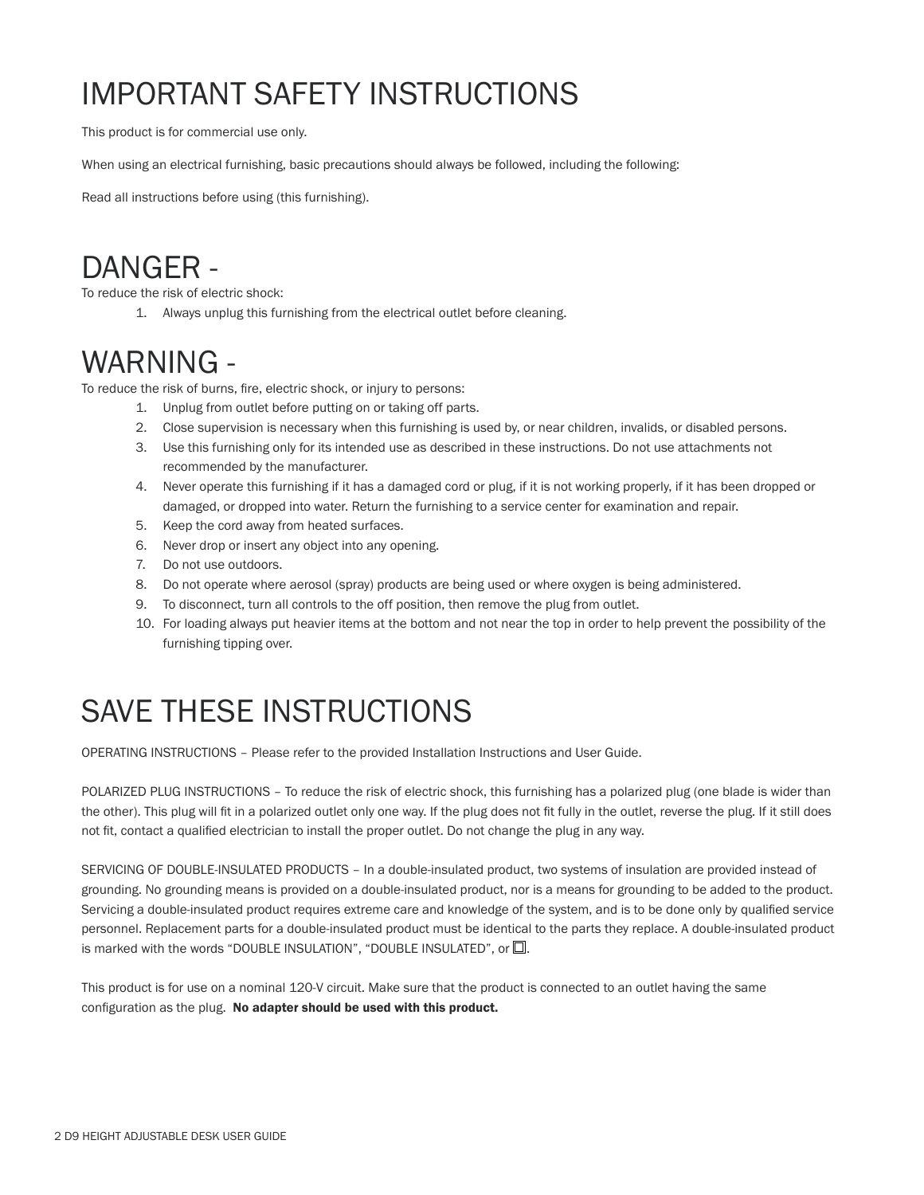# IMPORTANT SAFETY INSTRUCTIONS

This product is for commercial use only.

When using an electrical furnishing, basic precautions should always be followed, including the following:

Read all instructions before using (this furnishing).

# DANGER -

To reduce the risk of electric shock:

1. Always unplug this furnishing from the electrical outlet before cleaning.

# WARNING -

To reduce the risk of burns, fire, electric shock, or injury to persons:

1. Unplug from outlet before putting on or taking off parts.
2. Close supervision is necessary when this furnishing is used by, or near children, invalids, or disabled persons.
3. Use this furnishing only for its intended use as described in these instructions. Do not use attachments not recommended by the manufacturer.
4. Never operate this furnishing if it has a damaged cord or plug, if it is not working properly, if it has been dropped or damaged, or dropped into water. Return the furnishing to a service center for examination and repair.
5. Keep the cord away from heated surfaces.
6. Never drop or insert any object into any opening.
7. Do not use outdoors.
8. Do not operate where aerosol (spray) products are being used or where oxygen is being administered.
9. To disconnect, turn all controls to the off position, then remove the plug from outlet.
10. For loading always put heavier items at the bottom and not near the top in order to help prevent the possibility of the furnishing tipping over.

# SAVE THESE INSTRUCTIONS

OPERATING INSTRUCTIONS – Please refer to the provided Installation Instructions and User Guide.

POLARIZED PLUG INSTRUCTIONS – To reduce the risk of electric shock, this furnishing has a polarized plug (one blade is wider than the other). This plug will fit in a polarized outlet only one way. If the plug does not fit fully in the outlet, reverse the plug. If it still does not fit, contact a qualified electrician to install the proper outlet. Do not change the plug in any way.

SERVICING OF DOUBLE-INSULATED PRODUCTS – In a double-insulated product, two systems of insulation are provided instead of grounding. No grounding means is provided on a double-insulated product, nor is a means for grounding to be added to the product. Servicing a double-insulated product requires extreme care and knowledge of the system, and is to be done only by qualified service personnel. Replacement parts for a double-insulated product must be identical to the parts they replace. A double-insulated product is marked with the words “DOUBLE INSULATION”, “DOUBLE INSULATED”, or ⧈.

This product is for use on a nominal 120-V circuit. Make sure that the product is connected to an outlet having the same configuration as the plug. **No adapter should be used with this product.**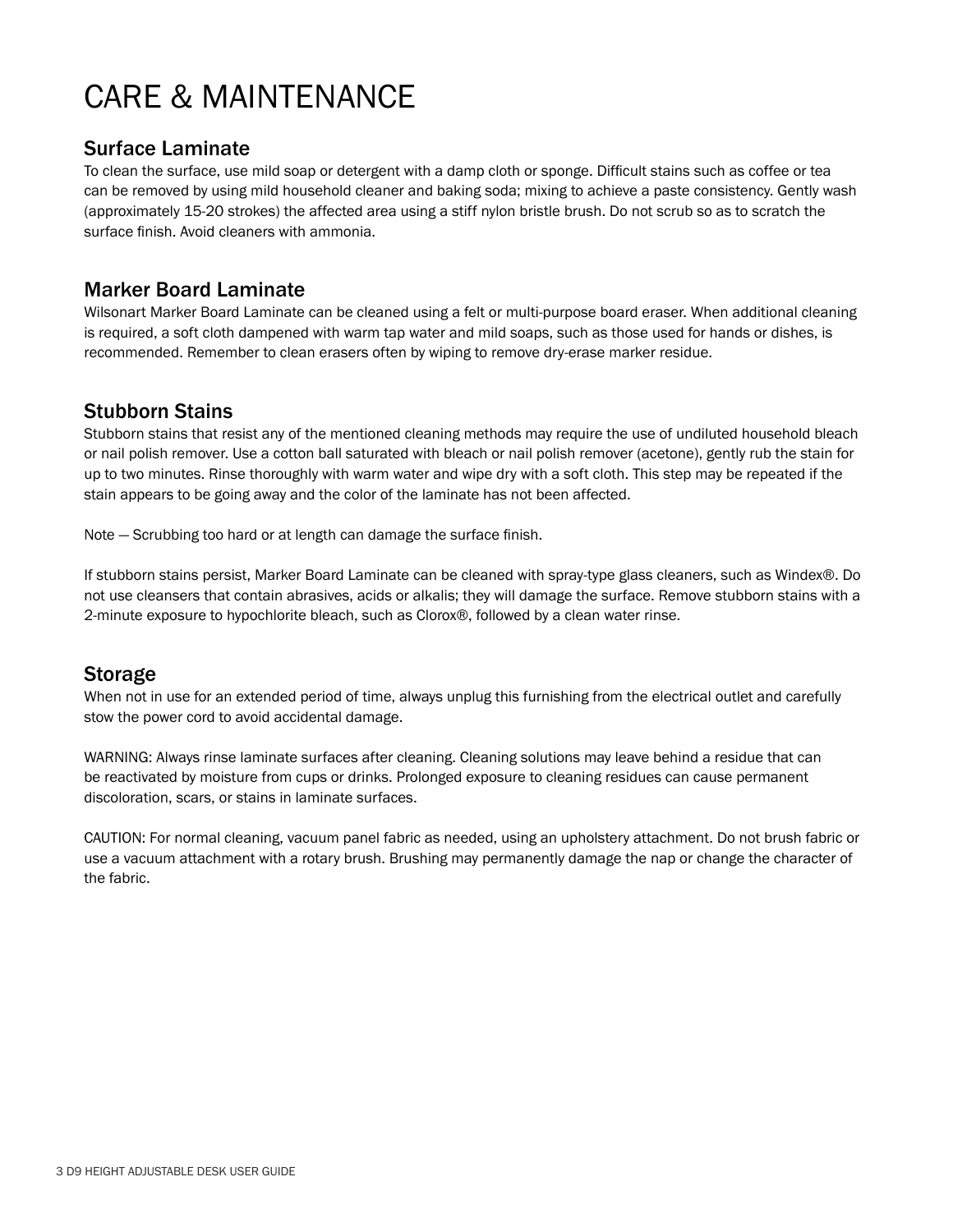# CARE & MAINTENANCE

## Surface Laminate

To clean the surface, use mild soap or detergent with a damp cloth or sponge. Difficult stains such as coffee or tea can be removed by using mild household cleaner and baking soda; mixing to achieve a paste consistency. Gently wash (approximately 15-20 strokes) the affected area using a stiff nylon bristle brush. Do not scrub so as to scratch the surface finish. Avoid cleaners with ammonia.

## Marker Board Laminate

Wilsonart Marker Board Laminate can be cleaned using a felt or multi-purpose board eraser. When additional cleaning is required, a soft cloth dampened with warm tap water and mild soaps, such as those used for hands or dishes, is recommended. Remember to clean erasers often by wiping to remove dry-erase marker residue.

## Stubborn Stains

Stubborn stains that resist any of the mentioned cleaning methods may require the use of undiluted household bleach or nail polish remover. Use a cotton ball saturated with bleach or nail polish remover (acetone), gently rub the stain for up to two minutes. Rinse thoroughly with warm water and wipe dry with a soft cloth. This step may be repeated if the stain appears to be going away and the color of the laminate has not been affected.

Note — Scrubbing too hard or at length can damage the surface finish.

If stubborn stains persist, Marker Board Laminate can be cleaned with spray-type glass cleaners, such as Windex®. Do not use cleansers that contain abrasives, acids or alkalis; they will damage the surface. Remove stubborn stains with a 2-minute exposure to hypochlorite bleach, such as Clorox®, followed by a clean water rinse.

## Storage

When not in use for an extended period of time, always unplug this furnishing from the electrical outlet and carefully stow the power cord to avoid accidental damage.

WARNING: Always rinse laminate surfaces after cleaning. Cleaning solutions may leave behind a residue that can be reactivated by moisture from cups or drinks. Prolonged exposure to cleaning residues can cause permanent discoloration, scars, or stains in laminate surfaces.

CAUTION: For normal cleaning, vacuum panel fabric as needed, using an upholstery attachment. Do not brush fabric or use a vacuum attachment with a rotary brush. Brushing may permanently damage the nap or change the character of the fabric.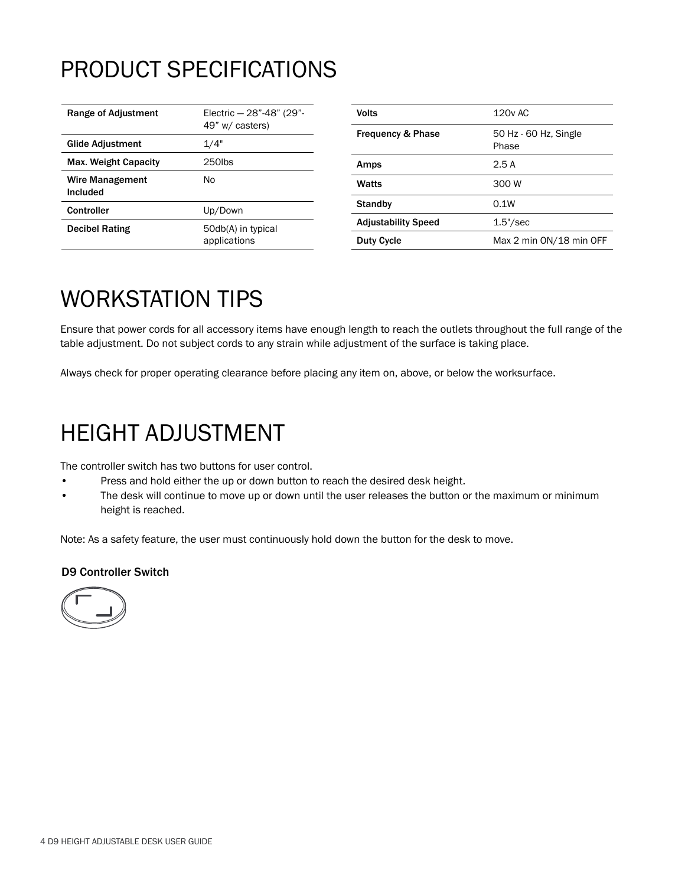# PRODUCT SPECIFICATIONS

| Range of Adjustment | Electric — 28”-48” (29”-49” w/ casters) |
|---|---|
| Glide Adjustment | 1/4" |
| Max. Weight Capacity | 250lbs |
| Wire Management Included | No |
| Controller | Up/Down |
| Decibel Rating | 50db(A) in typical applications |

| Volts | 120v AC |
|---|---|
| Frequency & Phase | 50 Hz - 60 Hz, Single Phase |
| Amps | 2.5 A |
| Watts | 300 W |
| Standby | 0.1W |
| Adjustability Speed | 1.5"/sec |
| Duty Cycle | Max 2 min ON/18 min OFF |

# WORKSTATION TIPS

Ensure that power cords for all accessory items have enough length to reach the outlets throughout the full range of the table adjustment. Do not subject cords to any strain while adjustment of the surface is taking place.

Always check for proper operating clearance before placing any item on, above, or below the worksurface.

# HEIGHT ADJUSTMENT

The controller switch has two buttons for user control.

- Press and hold either the up or down button to reach the desired desk height.
- The desk will continue to move up or down until the user releases the button or the maximum or minimum height is reached.

Note: As a safety feature, the user must continuously hold down the button for the desk to move.

**D9 Controller Switch**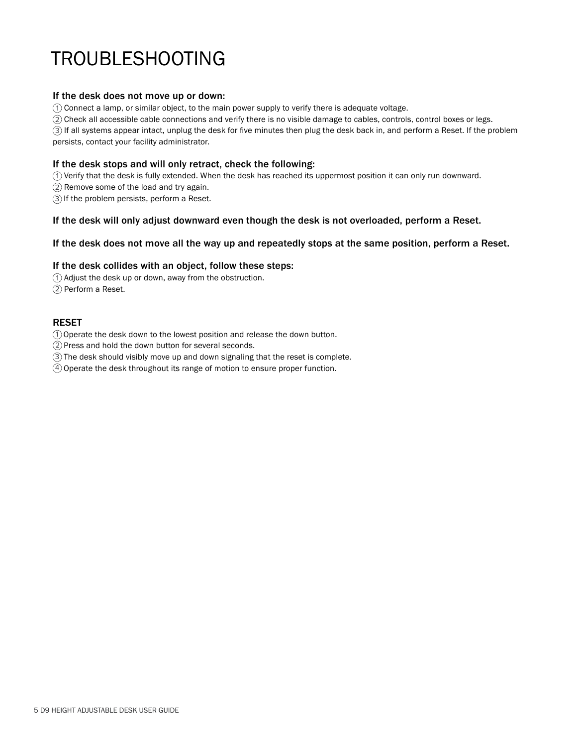# TROUBLESHOOTING

### If the desk does not move up or down:

① Connect a lamp, or similar object, to the main power supply to verify there is adequate voltage.
② Check all accessible cable connections and verify there is no visible damage to cables, controls, control boxes or legs.
③ If all systems appear intact, unplug the desk for five minutes then plug the desk back in, and perform a Reset. If the problem persists, contact your facility administrator.

### If the desk stops and will only retract, check the following:

① Verify that the desk is fully extended. When the desk has reached its uppermost position it can only run downward.
② Remove some of the load and try again.
③ If the problem persists, perform a Reset.

### If the desk will only adjust downward even though the desk is not overloaded, perform a Reset.

### If the desk does not move all the way up and repeatedly stops at the same position, perform a Reset.

### If the desk collides with an object, follow these steps:

① Adjust the desk up or down, away from the obstruction.
② Perform a Reset.

## RESET

① Operate the desk down to the lowest position and release the down button.
② Press and hold the down button for several seconds.
③ The desk should visibly move up and down signaling that the reset is complete.
④ Operate the desk throughout its range of motion to ensure proper function.